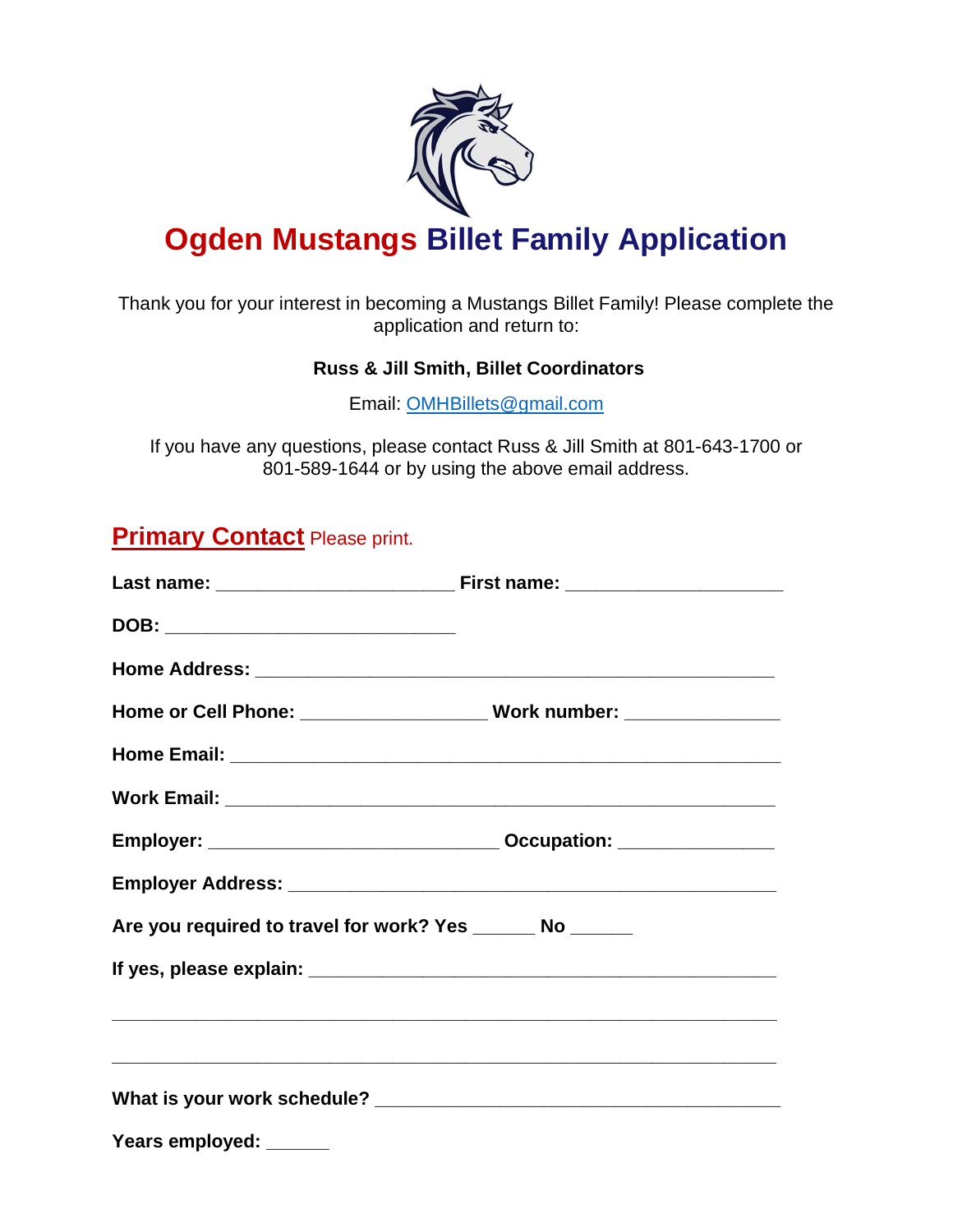# Ogden Mustangs Billet Family Application

Thank you for your interest in becoming a Mustangs Billet Family! Please complete the application and return to:

**Russ & Jill Smith, Billet Coordinators**

Email: OMHBillets@gmail.com

If you have any questions, please contact Russ & Jill Smith at 801-643-1700 or 801-589-1644 or by using the above email address.

## Primary Contact Please print.

**Last name:** ______________________ **First name:** ____________________

**DOB:** ___________________________

**Home Address:** _________________________________________________

**Home or Cell Phone:** _________________ **Work number:** ______________

**Home Email:** ___________________________________________________

**Work Email:** ___________________________________________________

**Employer:** ___________________________ **Occupation:** ______________

**Employer Address:** ______________________________________________

**Are you required to travel for work? Yes** ______ **No** ______

**If yes, please explain:** ___________________________________________

_______________________________________________________________

_______________________________________________________________

**What is your work schedule?** ______________________________________

**Years employed:** ______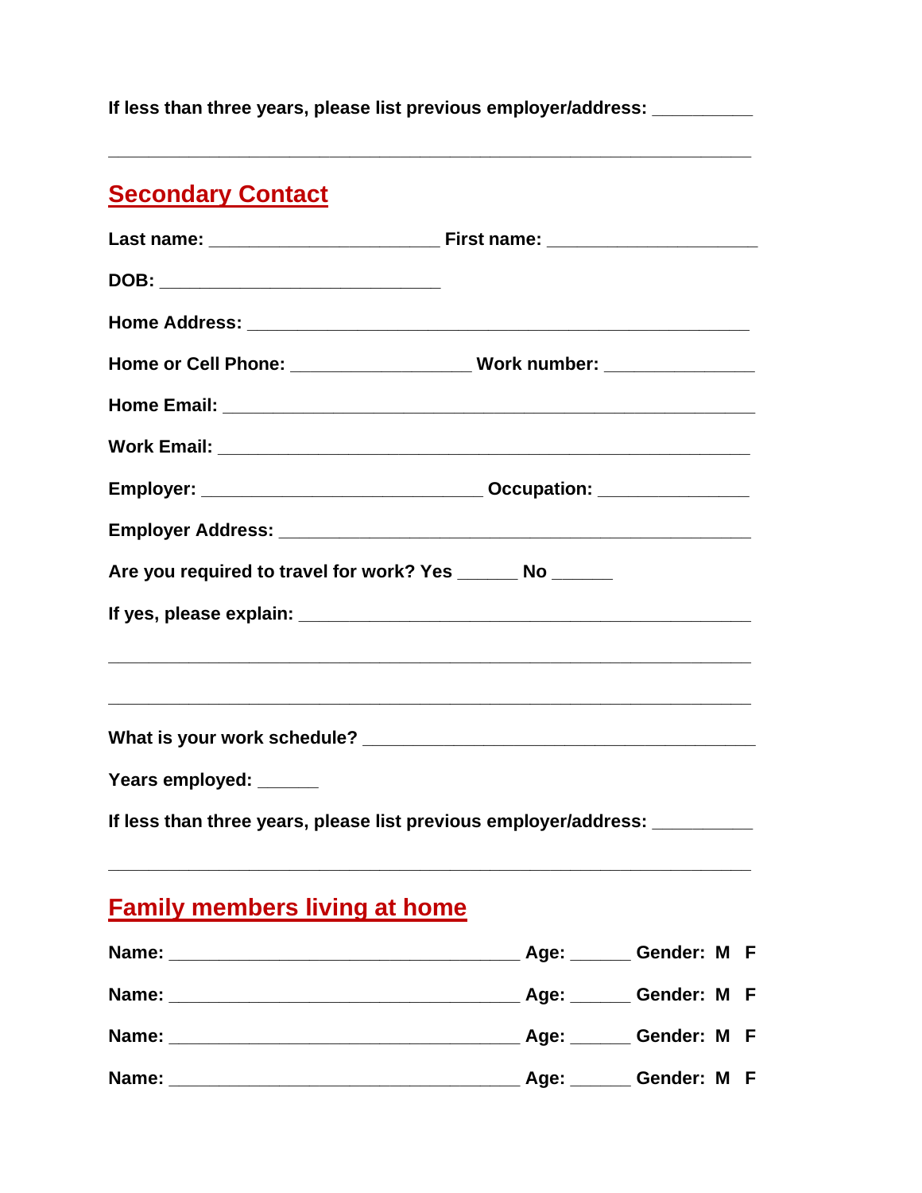**If less than three years, please list previous employer/address:** __________

_______________________________________________________________

## Secondary Contact

**Last name:** _______________________ **First name:** _____________________

**DOB:** ____________________________

**Home Address:** _____________________________________________________

**Home or Cell Phone:** __________________ **Work number:** _______________

**Home Email:** _______________________________________________________

**Work Email:** _______________________________________________________

**Employer:** ____________________________ **Occupation:** _______________

**Employer Address:** ___________________________________________________

**Are you required to travel for work? Yes** ______ **No** ______

**If yes, please explain:** _______________________________________________

_______________________________________________________________

_______________________________________________________________

**What is your work schedule?** ________________________________________

**Years employed:** ______

**If less than three years, please list previous employer/address:** __________

_______________________________________________________________

## Family members living at home

**Name:** ___________________________________ **Age:** ______ **Gender: M F**

**Name:** ___________________________________ **Age:** ______ **Gender: M F**

**Name:** ___________________________________ **Age:** ______ **Gender: M F**

**Name:** ___________________________________ **Age:** ______ **Gender: M F**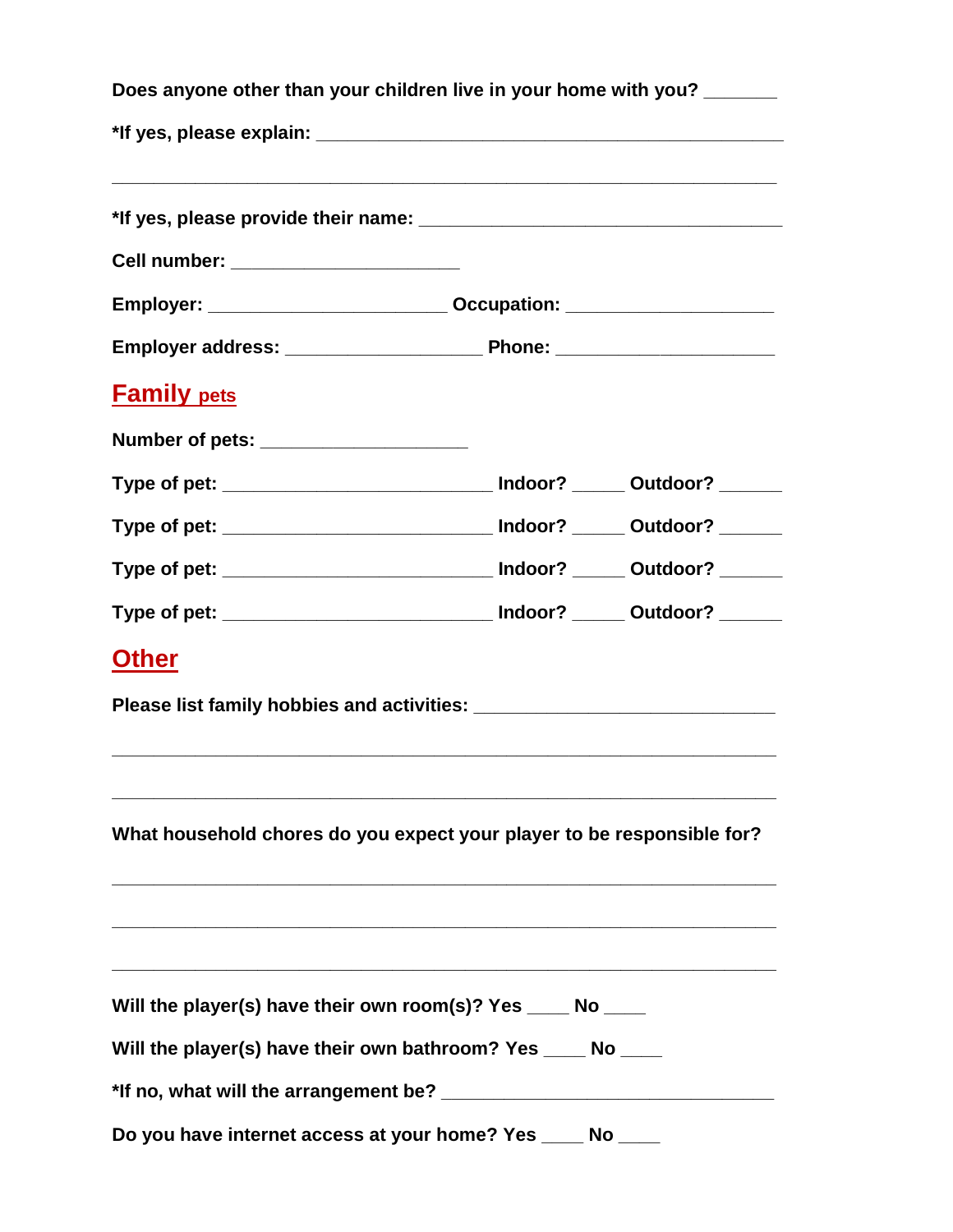**Does anyone other than your children live in your home with you?** _______

***If yes, please explain:** ________________________________________________

_____________________________________________________________________

***If yes, please provide their name:** ____________________________________

**Cell number:** ______________________

**Employer:** _______________________ **Occupation:** ____________________

**Employer address:** ___________________ **Phone:** _____________________

## Family pets

**Number of pets:** ____________________

**Type of pet:** __________________________ **Indoor?** _____ **Outdoor?** ______

**Type of pet:** __________________________ **Indoor?** _____ **Outdoor?** ______

**Type of pet:** __________________________ **Indoor?** _____ **Outdoor?** ______

**Type of pet:** __________________________ **Indoor?** _____ **Outdoor?** ______

## Other

**Please list family hobbies and activities:** _____________________________

_____________________________________________________________________

_____________________________________________________________________

**What household chores do you expect your player to be responsible for?**

_____________________________________________________________________

_____________________________________________________________________

_____________________________________________________________________

**Will the player(s) have their own room(s)? Yes** ____ **No** ____

**Will the player(s) have their own bathroom? Yes** ____ **No** ____

***If no, what will the arrangement be?** _________________________________

**Do you have internet access at your home? Yes** ____ **No** ____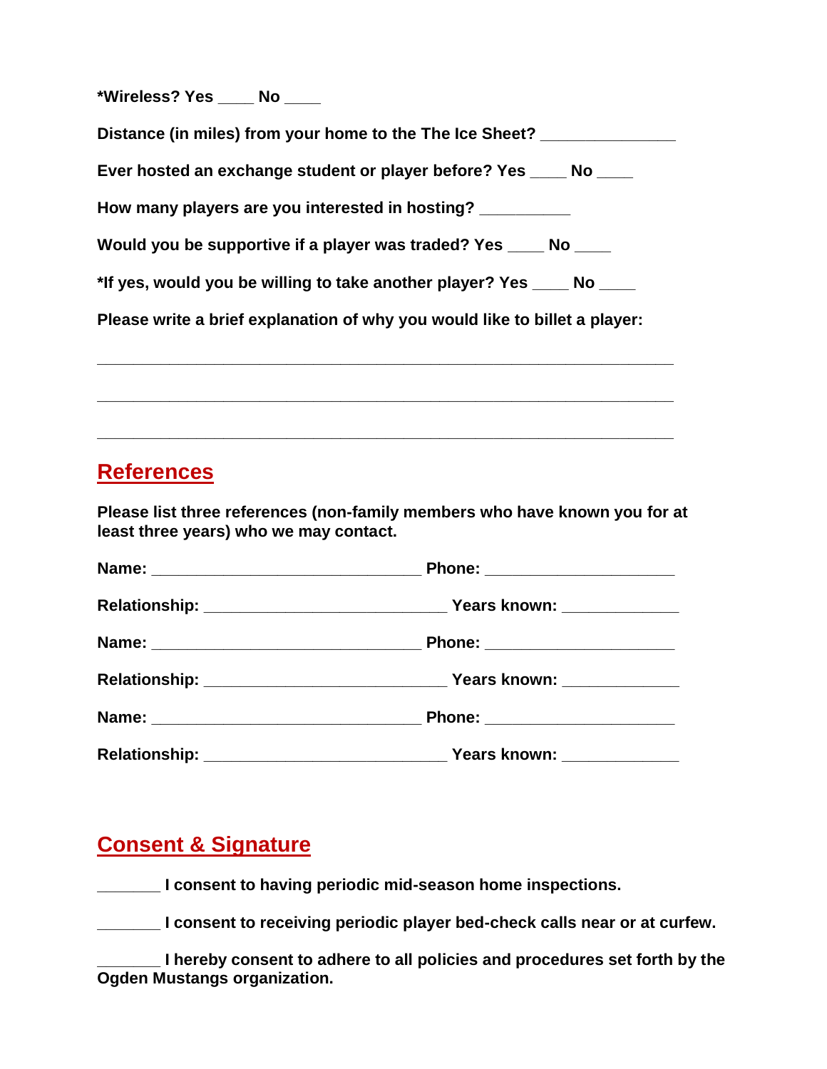**\*Wireless? Yes ____ No ____**

**Distance (in miles) from your home to the The Ice Sheet? ______________**

**Ever hosted an exchange student or player before? Yes ____ No ____**

**How many players are you interested in hosting? __________**

**Would you be supportive if a player was traded? Yes ____ No ____**

**\*If yes, would you be willing to take another player? Yes ____ No ____**

**Please write a brief explanation of why you would like to billet a player:**

_________________________________________________________________

_________________________________________________________________

_________________________________________________________________

## References

**Please list three references (non-family members who have known you for at least three years) who we may contact.**

**Name:** ______________________________ **Phone:** _____________________

**Relationship:** ___________________________ **Years known:** _____________

**Name:** ______________________________ **Phone:** _____________________

**Relationship:** ___________________________ **Years known:** _____________

**Name:** ______________________________ **Phone:** _____________________

**Relationship:** ___________________________ **Years known:** _____________

## Consent & Signature

**_______ I consent to having periodic mid-season home inspections.**

**_______ I consent to receiving periodic player bed-check calls near or at curfew.**

**_______ I hereby consent to adhere to all policies and procedures set forth by the Ogden Mustangs organization.**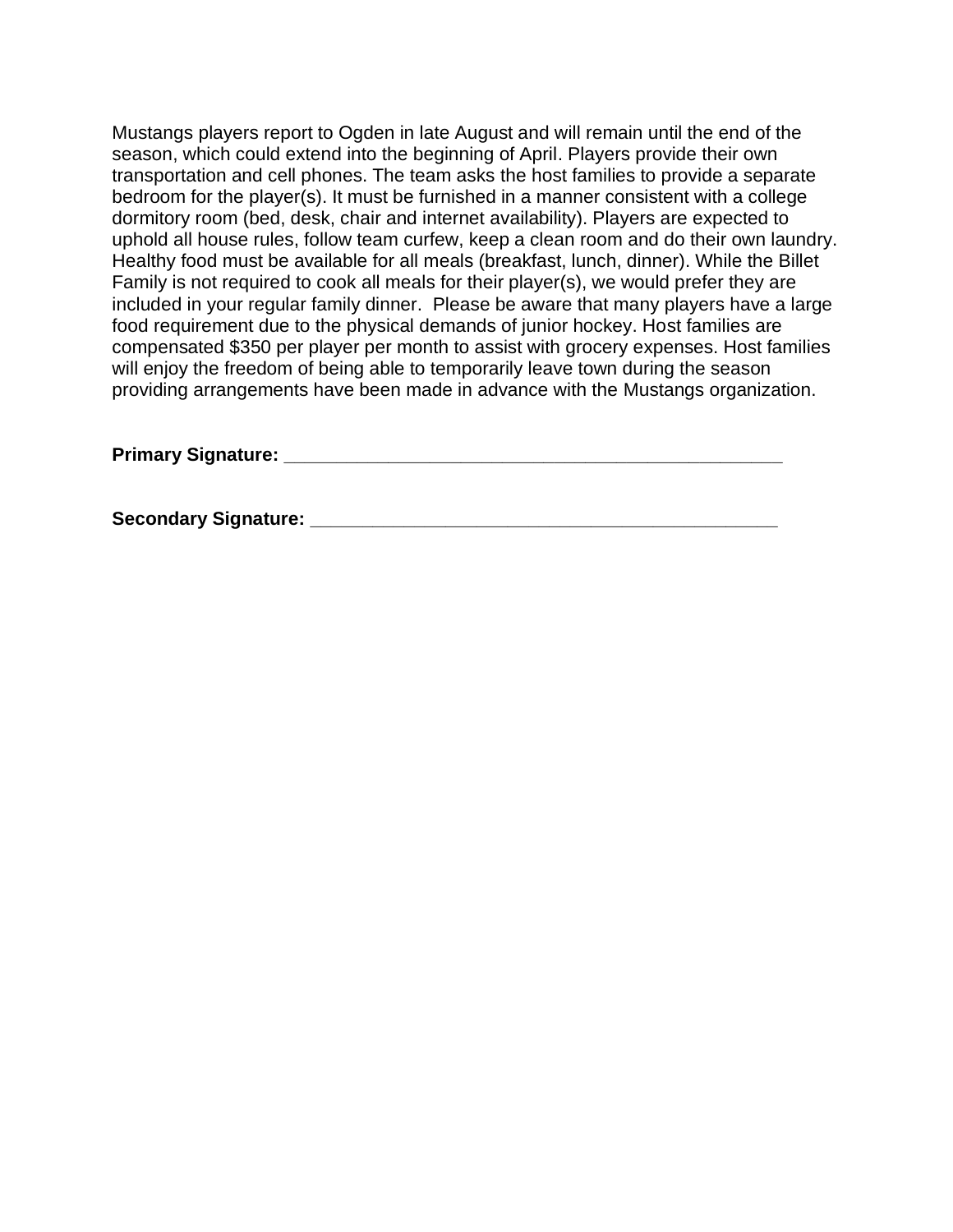Mustangs players report to Ogden in late August and will remain until the end of the season, which could extend into the beginning of April. Players provide their own transportation and cell phones. The team asks the host families to provide a separate bedroom for the player(s). It must be furnished in a manner consistent with a college dormitory room (bed, desk, chair and internet availability). Players are expected to uphold all house rules, follow team curfew, keep a clean room and do their own laundry. Healthy food must be available for all meals (breakfast, lunch, dinner). While the Billet Family is not required to cook all meals for their player(s), we would prefer they are included in your regular family dinner. Please be aware that many players have a large food requirement due to the physical demands of junior hockey. Host families are compensated $350 per player per month to assist with grocery expenses. Host families will enjoy the freedom of being able to temporarily leave town during the season providing arrangements have been made in advance with the Mustangs organization.

**Primary Signature: ______________________________________________**

**Secondary Signature: ___________________________________________**